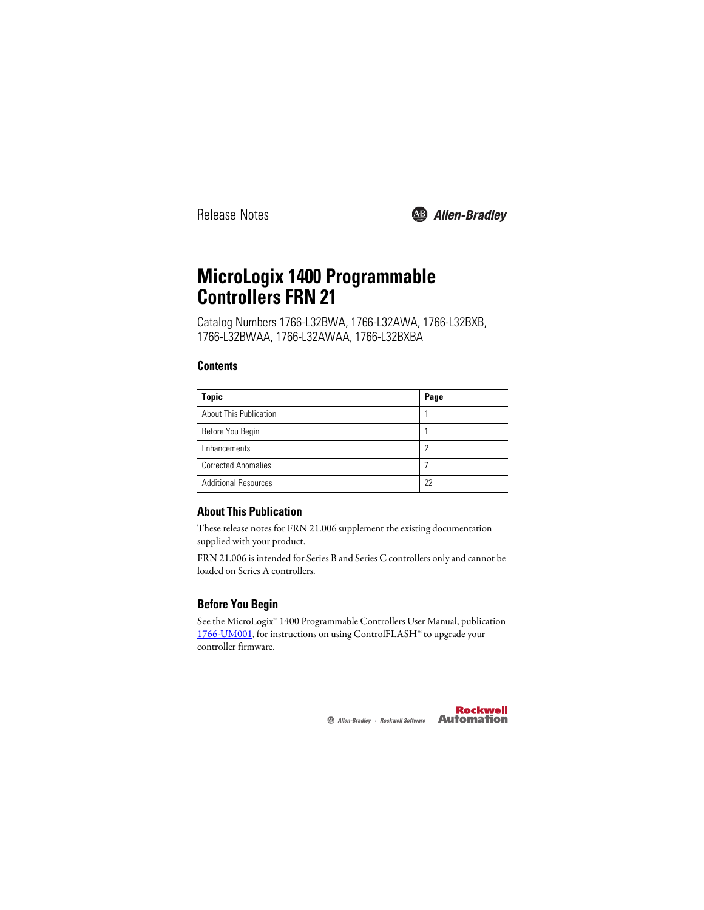Release Notes

Allen-Bradley

# MicroLogix 1400 Programmable Controllers FRN 21

Catalog Numbers 1766-L32BWA, 1766-L32AWA, 1766-L32BXB, 1766-L32BWAA, 1766-L32AWAA, 1766-L32BXBA

## Contents

| Topic | Page |
|---|---|
| About This Publication | 1 |
| Before You Begin | 1 |
| Enhancements | 2 |
| Corrected Anomalies | 7 |
| Additional Resources | 22 |

## About This Publication

These release notes for FRN 21.006 supplement the existing documentation supplied with your product.

FRN 21.006 is intended for Series B and Series C controllers only and cannot be loaded on Series A controllers.

## Before You Begin

See the MicroLogix™ 1400 Programmable Controllers User Manual, publication 1766-UM001, for instructions on using ControlFLASH™ to upgrade your controller firmware.

Allen-Bradley · Rockwell Software

Rockwell Automation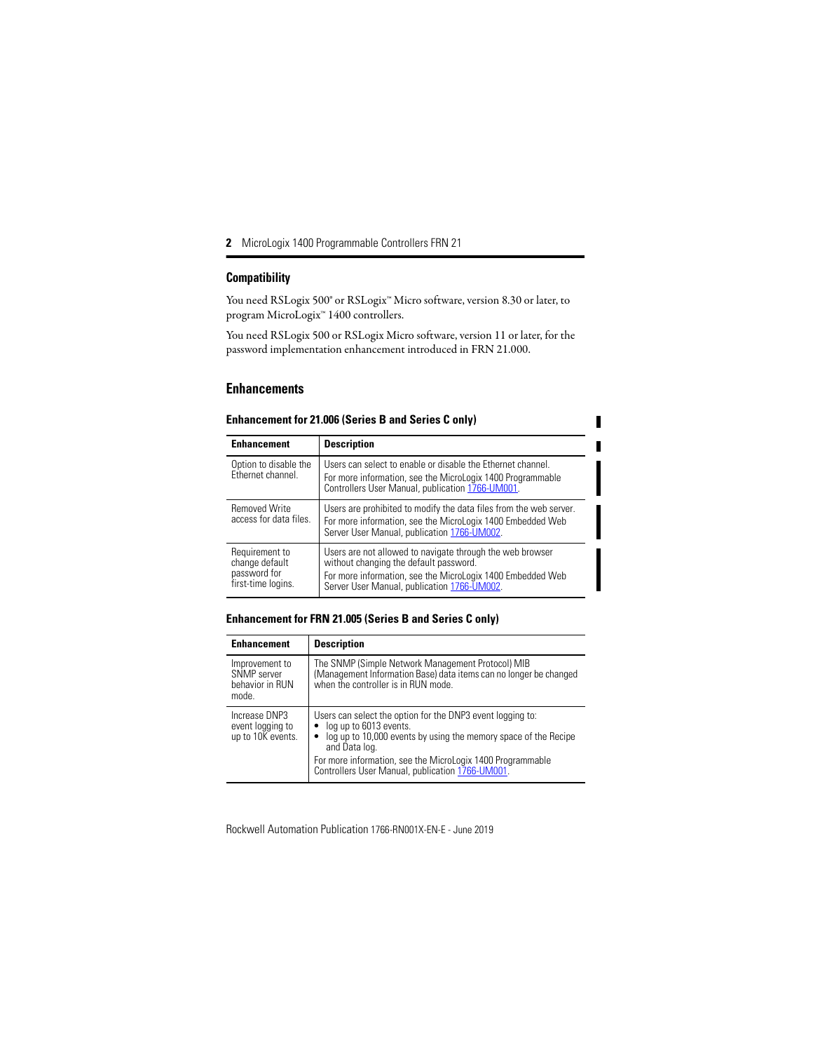## Compatibility

You need RSLogix 500® or RSLogix™ Micro software, version 8.30 or later, to program MicroLogix™ 1400 controllers.

You need RSLogix 500 or RSLogix Micro software, version 11 or later, for the password implementation enhancement introduced in FRN 21.000.

## Enhancements

### Enhancement for 21.006 (Series B and Series C only)

| Enhancement | Description |
|---|---|
| Option to disable the Ethernet channel. | Users can select to enable or disable the Ethernet channel.<br>For more information, see the MicroLogix 1400 Programmable Controllers User Manual, publication 1766-UM001. |
| Removed Write access for data files. | Users are prohibited to modify the data files from the web server.<br>For more information, see the MicroLogix 1400 Embedded Web Server User Manual, publication 1766-UM002. |
| Requirement to change default password for first-time logins. | Users are not allowed to navigate through the web browser without changing the default password.<br>For more information, see the MicroLogix 1400 Embedded Web Server User Manual, publication 1766-UM002. |

### Enhancement for FRN 21.005 (Series B and Series C only)

| Enhancement | Description |
|---|---|
| Improvement to SNMP server behavior in RUN mode. | The SNMP (Simple Network Management Protocol) MIB (Management Information Base) data items can no longer be changed when the controller is in RUN mode. |
| Increase DNP3 event logging to up to 10K events. | Users can select the option for the DNP3 event logging to:<br>• log up to 6013 events.<br>• log up to 10,000 events by using the memory space of the Recipe and Data log.<br>For more information, see the MicroLogix 1400 Programmable Controllers User Manual, publication 1766-UM001. |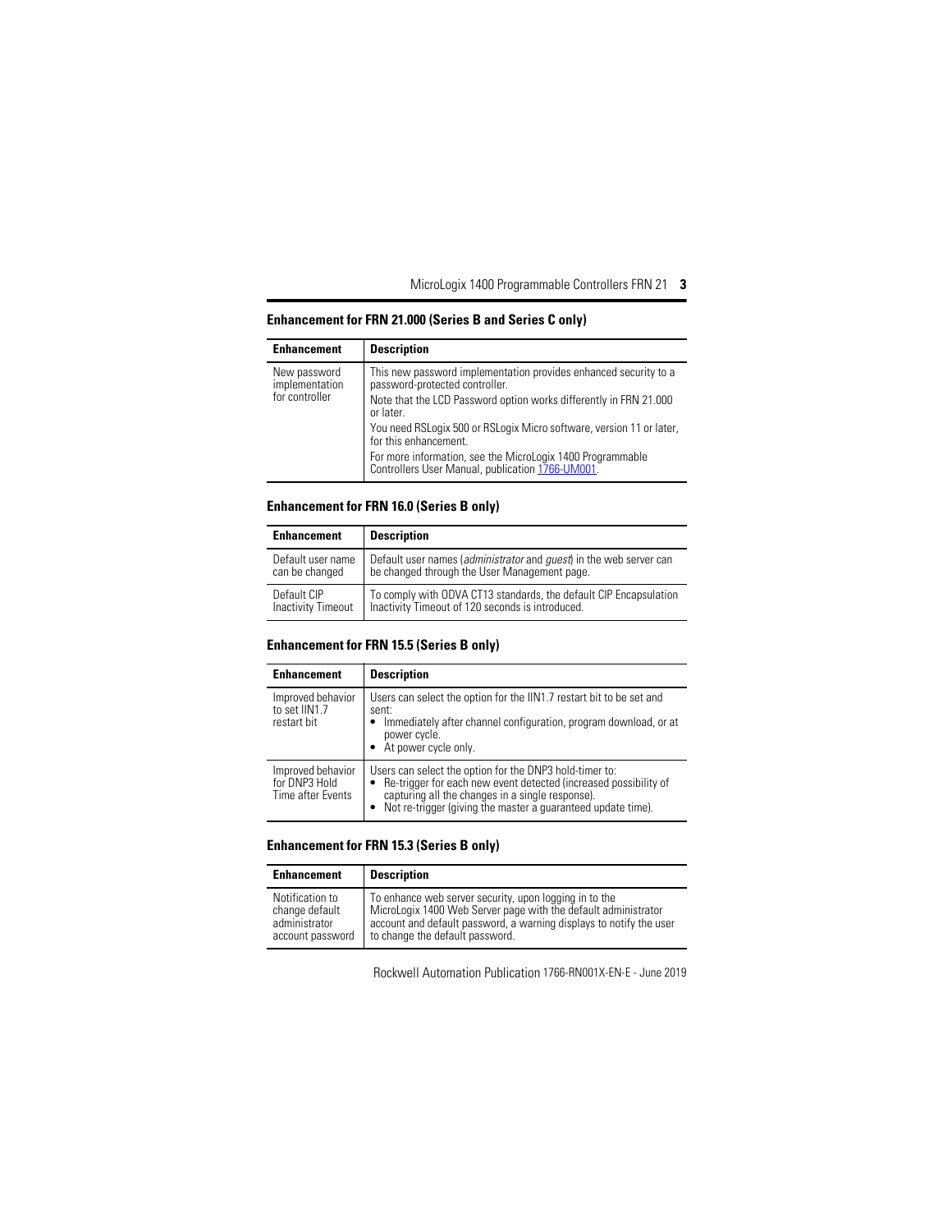## Enhancement for FRN 21.000 (Series B and Series C only)

| Enhancement | Description |
|---|---|
| New password implementation for controller | This new password implementation provides enhanced security to a password-protected controller.<br>Note that the LCD Password option works differently in FRN 21.000 or later.<br>You need RSLogix 500 or RSLogix Micro software, version 11 or later, for this enhancement.<br>For more information, see the MicroLogix 1400 Programmable Controllers User Manual, publication 1766-UM001. |

## Enhancement for FRN 16.0 (Series B only)

| Enhancement | Description |
|---|---|
| Default user name can be changed | Default user names (*administrator* and *guest*) in the web server can be changed through the User Management page. |
| Default CIP Inactivity Timeout | To comply with ODVA CT13 standards, the default CIP Encapsulation Inactivity Timeout of 120 seconds is introduced. |

## Enhancement for FRN 15.5 (Series B only)

| Enhancement | Description |
|---|---|
| Improved behavior to set IIN1.7 restart bit | Users can select the option for the IIN1.7 restart bit to be set and sent:<br>• Immediately after channel configuration, program download, or at power cycle.<br>• At power cycle only. |
| Improved behavior for DNP3 Hold Time after Events | Users can select the option for the DNP3 hold-timer to:<br>• Re-trigger for each new event detected (increased possibility of capturing all the changes in a single response).<br>• Not re-trigger (giving the master a guaranteed update time). |

## Enhancement for FRN 15.3 (Series B only)

| Enhancement | Description |
|---|---|
| Notification to change default administrator account password | To enhance web server security, upon logging in to the MicroLogix 1400 Web Server page with the default administrator account and default password, a warning displays to notify the user to change the default password. |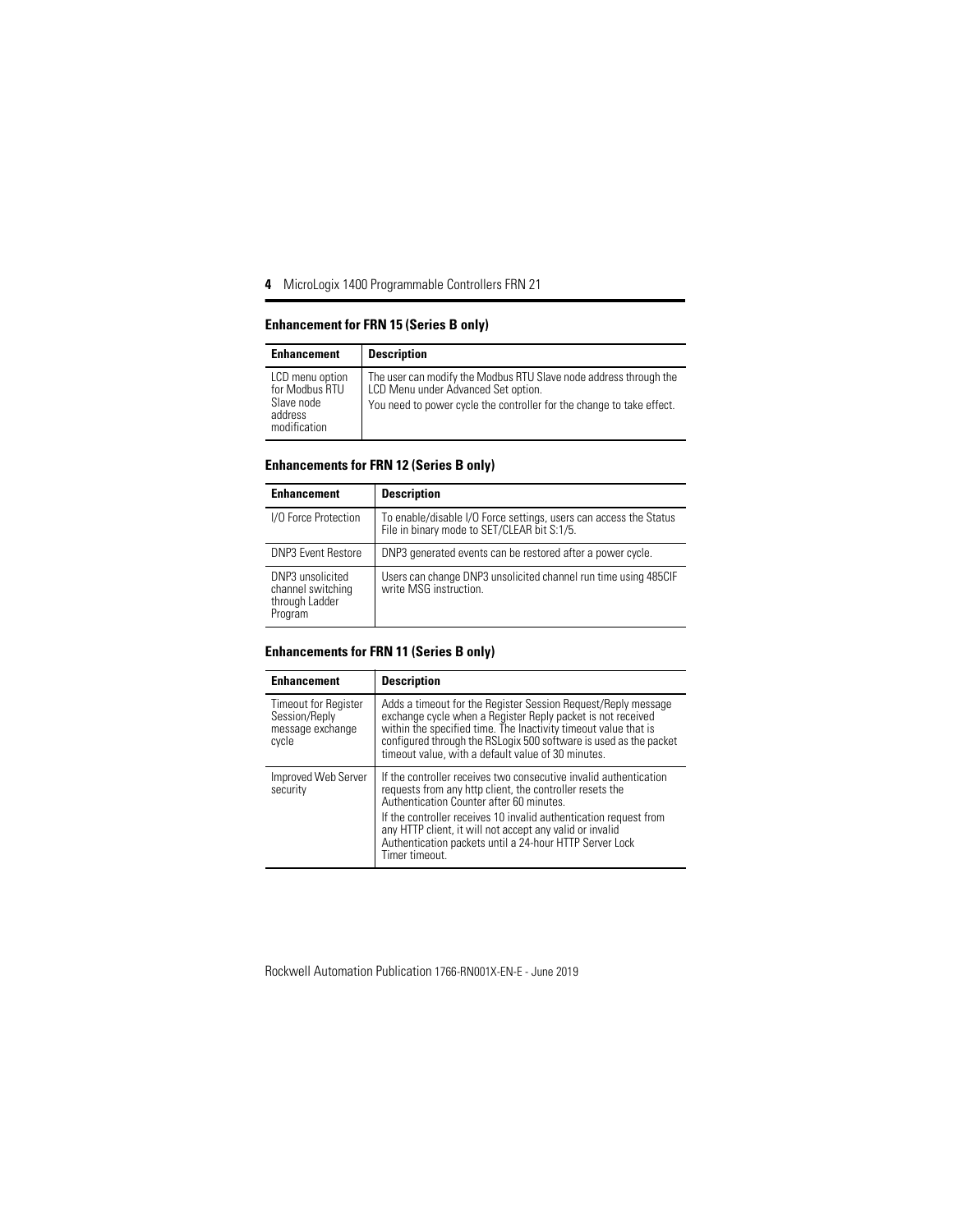## Enhancement for FRN 15 (Series B only)

| Enhancement | Description |
| --- | --- |
| LCD menu option for Modbus RTU Slave node address modification | The user can modify the Modbus RTU Slave node address through the LCD Menu under Advanced Set option.<br>You need to power cycle the controller for the change to take effect. |

## Enhancements for FRN 12 (Series B only)

| Enhancement | Description |
| --- | --- |
| I/O Force Protection | To enable/disable I/O Force settings, users can access the Status File in binary mode to SET/CLEAR bit S:1/5. |
| DNP3 Event Restore | DNP3 generated events can be restored after a power cycle. |
| DNP3 unsolicited channel switching through Ladder Program | Users can change DNP3 unsolicited channel run time using 485CIF write MSG instruction. |

## Enhancements for FRN 11 (Series B only)

| Enhancement | Description |
| --- | --- |
| Timeout for Register Session/Reply message exchange cycle | Adds a timeout for the Register Session Request/Reply message exchange cycle when a Register Reply packet is not received within the specified time. The Inactivity timeout value that is configured through the RSLogix 500 software is used as the packet timeout value, with a default value of 30 minutes. |
| Improved Web Server security | If the controller receives two consecutive invalid authentication requests from any http client, the controller resets the Authentication Counter after 60 minutes.<br>If the controller receives 10 invalid authentication request from any HTTP client, it will not accept any valid or invalid Authentication packets until a 24-hour HTTP Server Lock Timer timeout. |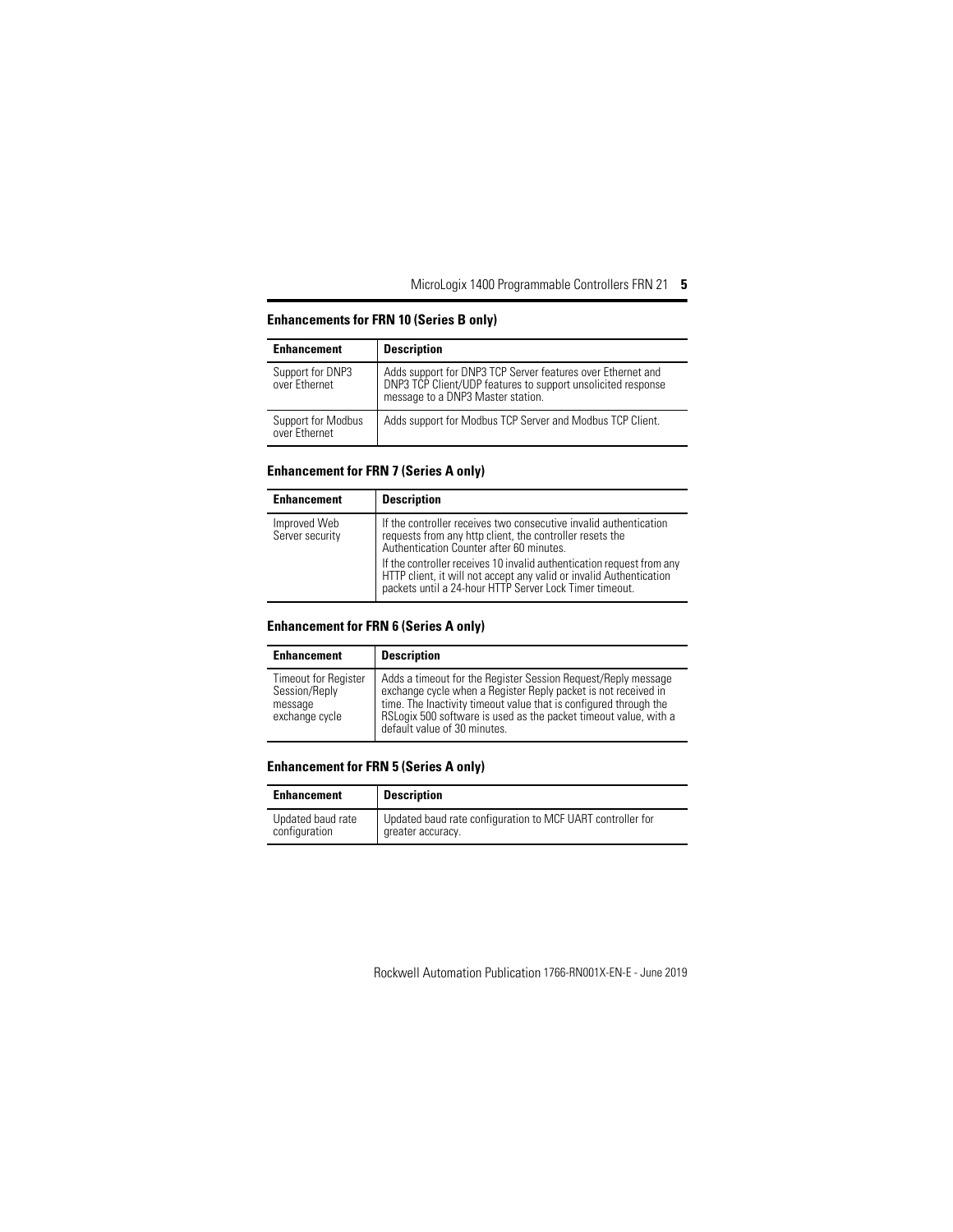## Enhancements for FRN 10 (Series B only)

| Enhancement | Description |
|---|---|
| Support for DNP3 over Ethernet | Adds support for DNP3 TCP Server features over Ethernet and DNP3 TCP Client/UDP features to support unsolicited response message to a DNP3 Master station. |
| Support for Modbus over Ethernet | Adds support for Modbus TCP Server and Modbus TCP Client. |

## Enhancement for FRN 7 (Series A only)

| Enhancement | Description |
|---|---|
| Improved Web Server security | If the controller receives two consecutive invalid authentication requests from any http client, the controller resets the Authentication Counter after 60 minutes.<br><br>If the controller receives 10 invalid authentication request from any HTTP client, it will not accept any valid or invalid Authentication packets until a 24-hour HTTP Server Lock Timer timeout. |

## Enhancement for FRN 6 (Series A only)

| Enhancement | Description |
|---|---|
| Timeout for Register Session/Reply message exchange cycle | Adds a timeout for the Register Session Request/Reply message exchange cycle when a Register Reply packet is not received in time. The Inactivity timeout value that is configured through the RSLogix 500 software is used as the packet timeout value, with a default value of 30 minutes. |

## Enhancement for FRN 5 (Series A only)

| Enhancement | Description |
|---|---|
| Updated baud rate configuration | Updated baud rate configuration to MCF UART controller for greater accuracy. |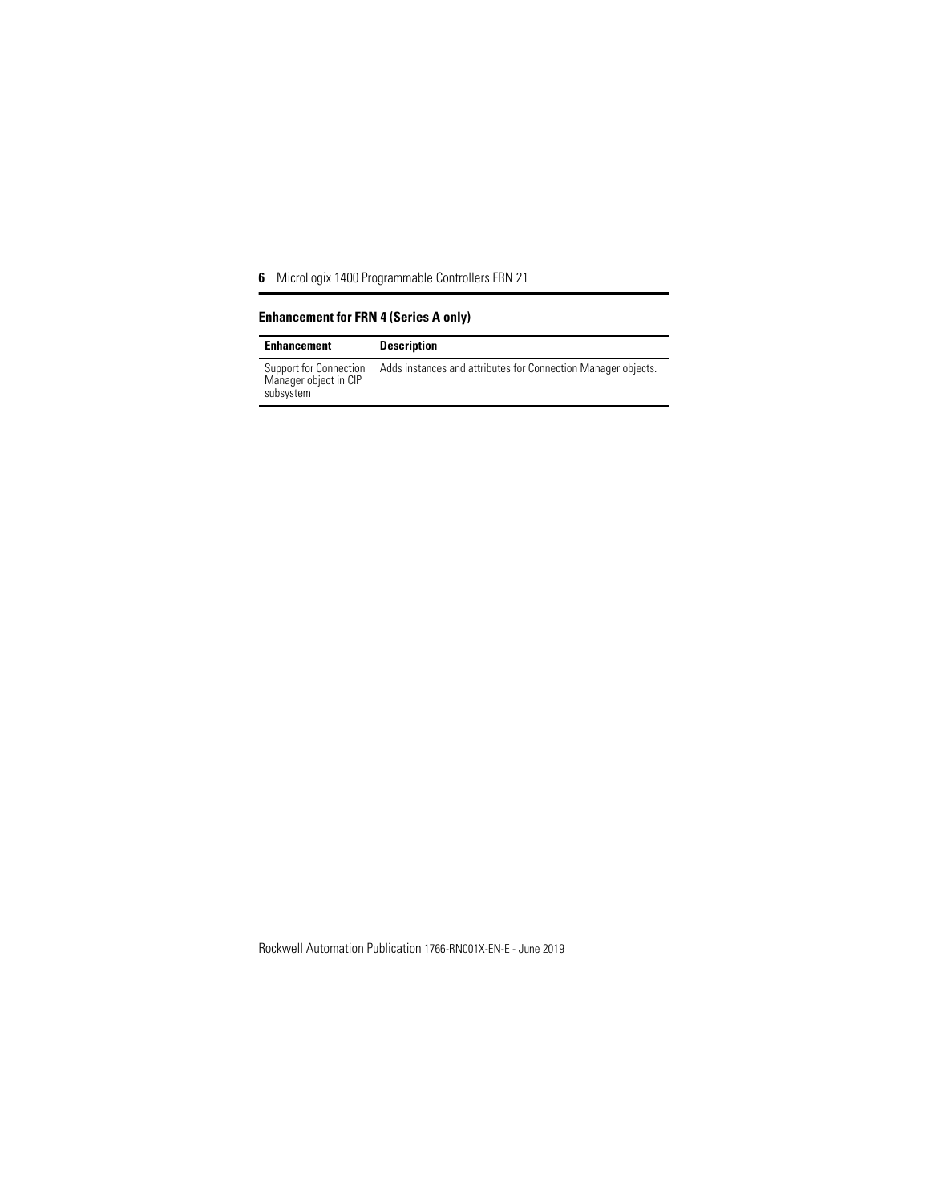## Enhancement for FRN 4 (Series A only)

| Enhancement | Description |
| --- | --- |
| Support for Connection Manager object in CIP subsystem | Adds instances and attributes for Connection Manager objects. |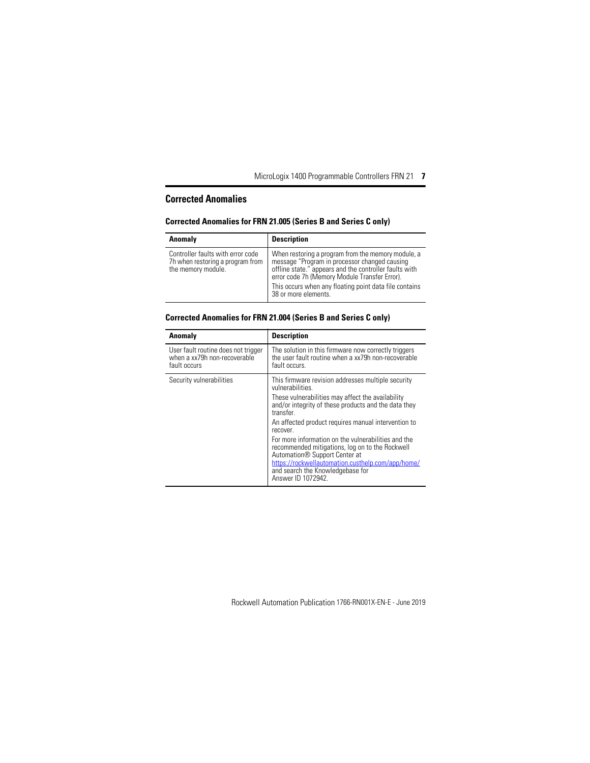## Corrected Anomalies

### Corrected Anomalies for FRN 21.005 (Series B and Series C only)

| Anomaly | Description |
| --- | --- |
| Controller faults with error code 7h when restoring a program from the memory module. | When restoring a program from the memory module, a message "Program in processor changed causing offline state." appears and the controller faults with error code 7h (Memory Module Transfer Error).<br><br>This occurs when any floating point data file contains 38 or more elements. |

### Corrected Anomalies for FRN 21.004 (Series B and Series C only)

| Anomaly | Description |
| --- | --- |
| User fault routine does not trigger when a xx79h non-recoverable fault occurs | The solution in this firmware now correctly triggers the user fault routine when a xx79h non-recoverable fault occurs. |
| Security vulnerabilities | This firmware revision addresses multiple security vulnerabilities.<br><br>These vulnerabilities may affect the availability and/or integrity of these products and the data they transfer.<br><br>An affected product requires manual intervention to recover.<br><br>For more information on the vulnerabilities and the recommended mitigations, log on to the Rockwell Automation® Support Center at https://rockwellautomation.custhelp.com/app/home/ and search the Knowledgebase for Answer ID 1072942. |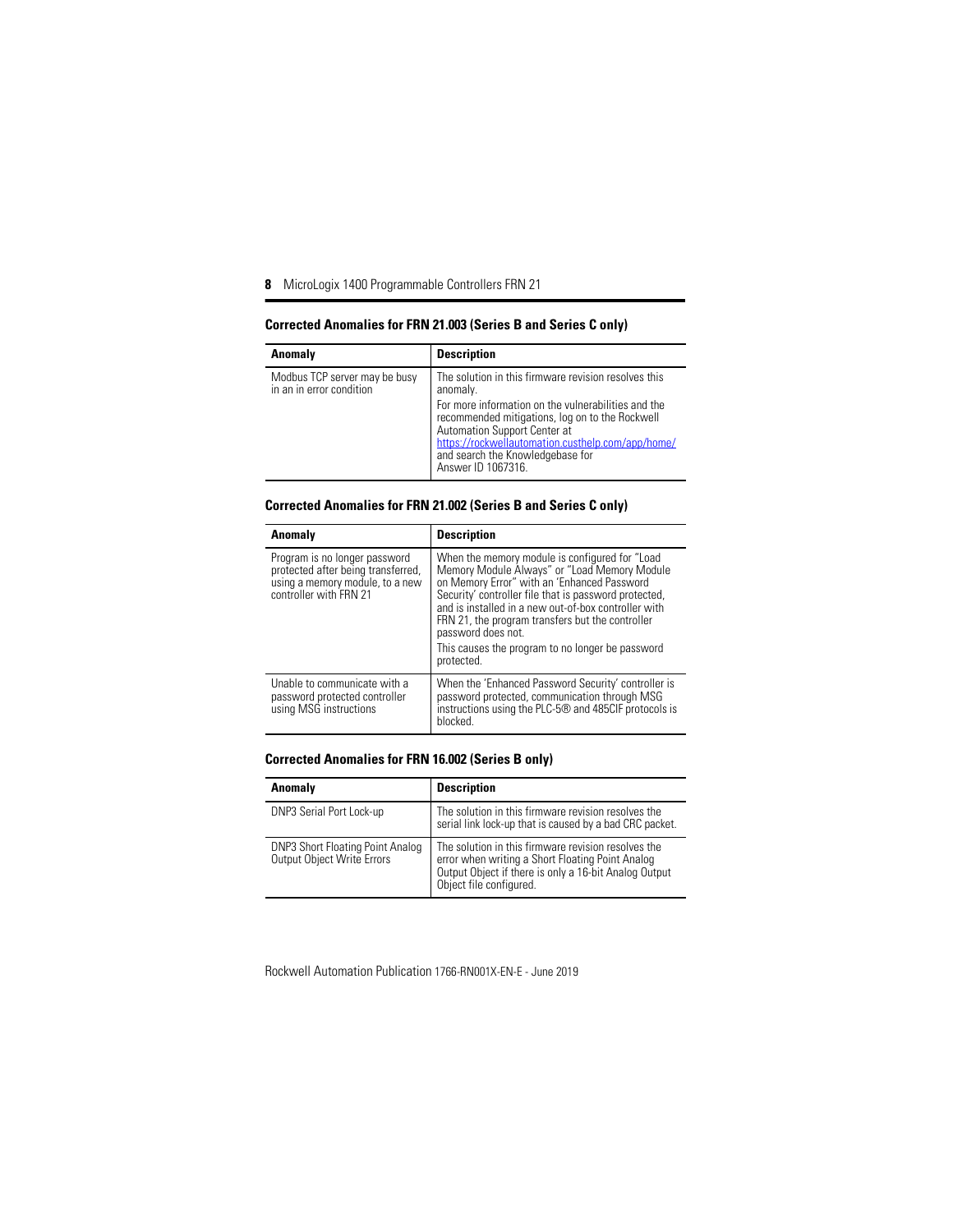### Corrected Anomalies for FRN 21.003 (Series B and Series C only)

| Anomaly | Description |
|---|---|
| Modbus TCP server may be busy in an in error condition | The solution in this firmware revision resolves this anomaly.<br>For more information on the vulnerabilities and the recommended mitigations, log on to the Rockwell Automation Support Center at https://rockwellautomation.custhelp.com/app/home/ and search the Knowledgebase for Answer ID 1067316. |

### Corrected Anomalies for FRN 21.002 (Series B and Series C only)

| Anomaly | Description |
|---|---|
| Program is no longer password protected after being transferred, using a memory module, to a new controller with FRN 21 | When the memory module is configured for "Load Memory Module Always" or "Load Memory Module on Memory Error" with an 'Enhanced Password Security' controller file that is password protected, and is installed in a new out-of-box controller with FRN 21, the program transfers but the controller password does not.<br>This causes the program to no longer be password protected. |
| Unable to communicate with a password protected controller using MSG instructions | When the 'Enhanced Password Security' controller is password protected, communication through MSG instructions using the PLC-5® and 485CIF protocols is blocked. |

### Corrected Anomalies for FRN 16.002 (Series B only)

| Anomaly | Description |
|---|---|
| DNP3 Serial Port Lock-up | The solution in this firmware revision resolves the serial link lock-up that is caused by a bad CRC packet. |
| DNP3 Short Floating Point Analog Output Object Write Errors | The solution in this firmware revision resolves the error when writing a Short Floating Point Analog Output Object if there is only a 16-bit Analog Output Object file configured. |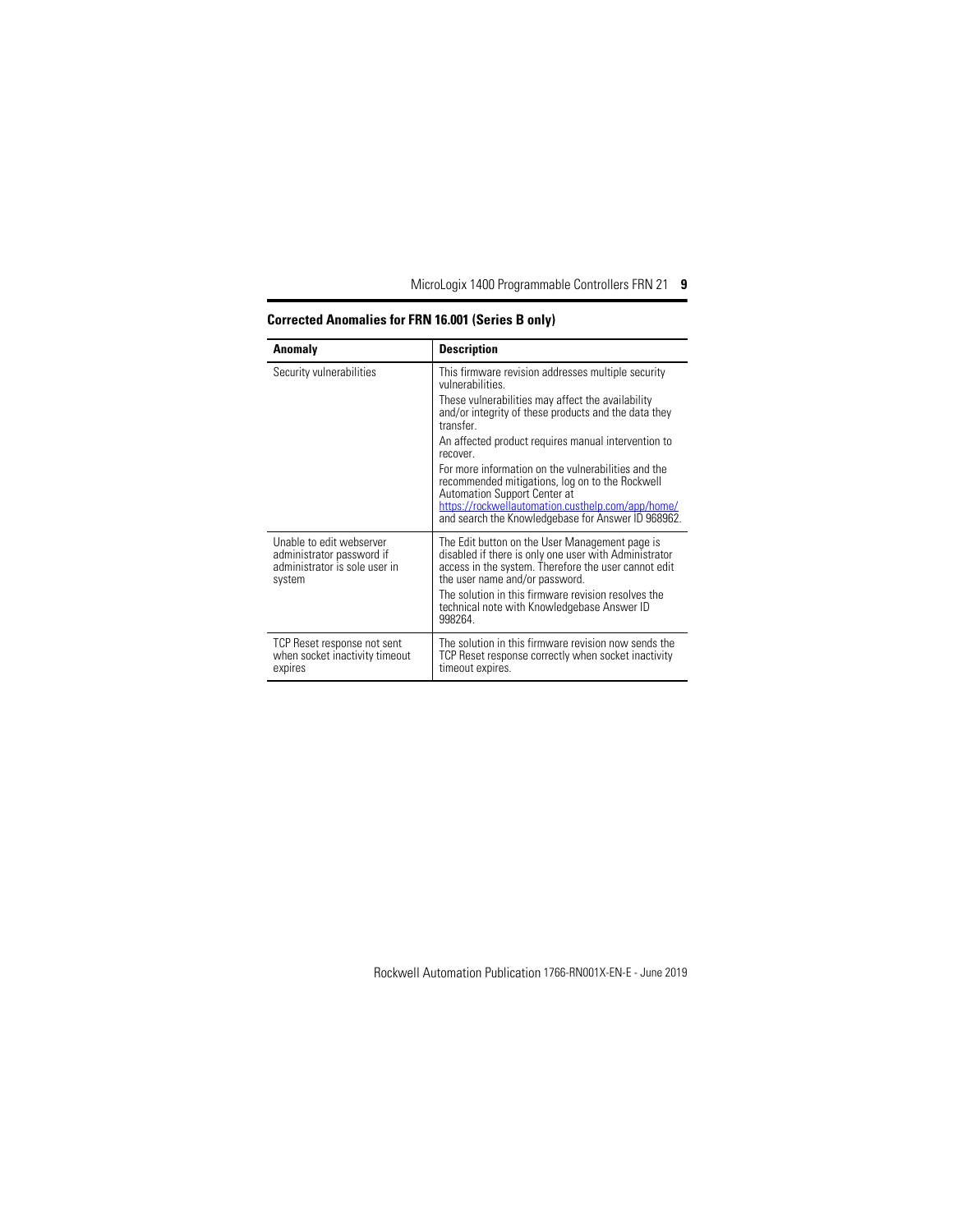## Corrected Anomalies for FRN 16.001 (Series B only)

| Anomaly | Description |
|---|---|
| Security vulnerabilities | This firmware revision addresses multiple security vulnerabilities.<br>These vulnerabilities may affect the availability and/or integrity of these products and the data they transfer.<br>An affected product requires manual intervention to recover.<br>For more information on the vulnerabilities and the recommended mitigations, log on to the Rockwell Automation Support Center at https://rockwellautomation.custhelp.com/app/home/ and search the Knowledgebase for Answer ID 968962. |
| Unable to edit webserver administrator password if administrator is sole user in system | The Edit button on the User Management page is disabled if there is only one user with Administrator access in the system. Therefore the user cannot edit the user name and/or password.<br>The solution in this firmware revision resolves the technical note with Knowledgebase Answer ID 998264. |
| TCP Reset response not sent when socket inactivity timeout expires | The solution in this firmware revision now sends the TCP Reset response correctly when socket inactivity timeout expires. |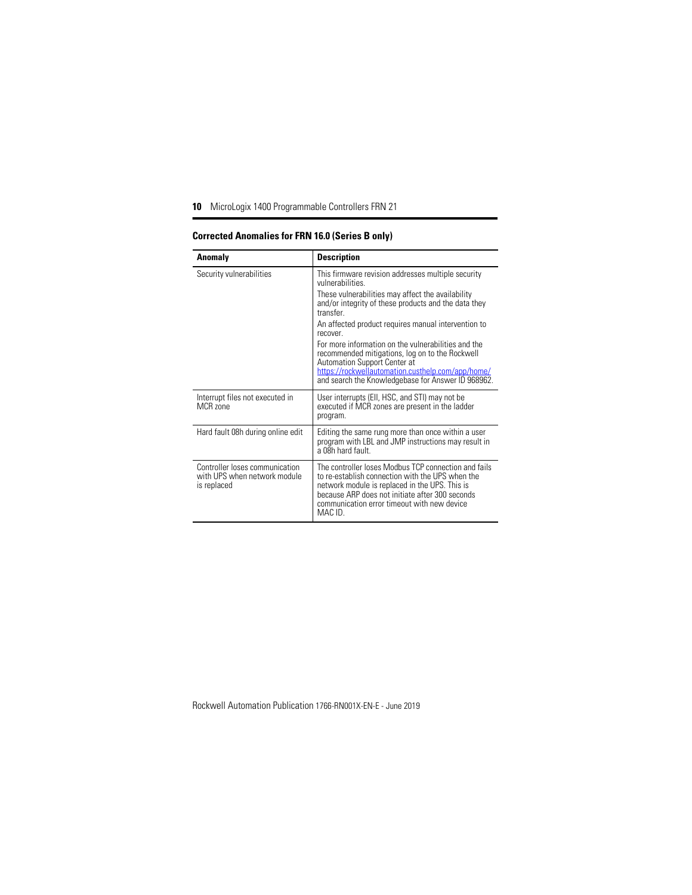## Corrected Anomalies for FRN 16.0 (Series B only)

| Anomaly | Description |
| --- | --- |
| Security vulnerabilities | This firmware revision addresses multiple security vulnerabilities.<br>These vulnerabilities may affect the availability and/or integrity of these products and the data they transfer.<br>An affected product requires manual intervention to recover.<br>For more information on the vulnerabilities and the recommended mitigations, log on to the Rockwell Automation Support Center at https://rockwellautomation.custhelp.com/app/home/ and search the Knowledgebase for Answer ID 968962. |
| Interrupt files not executed in MCR zone | User interrupts (EII, HSC, and STI) may not be executed if MCR zones are present in the ladder program. |
| Hard fault 08h during online edit | Editing the same rung more than once within a user program with LBL and JMP instructions may result in a 08h hard fault. |
| Controller loses communication with UPS when network module is replaced | The controller loses Modbus TCP connection and fails to re-establish connection with the UPS when the network module is replaced in the UPS. This is because ARP does not initiate after 300 seconds communication error timeout with new device MAC ID. |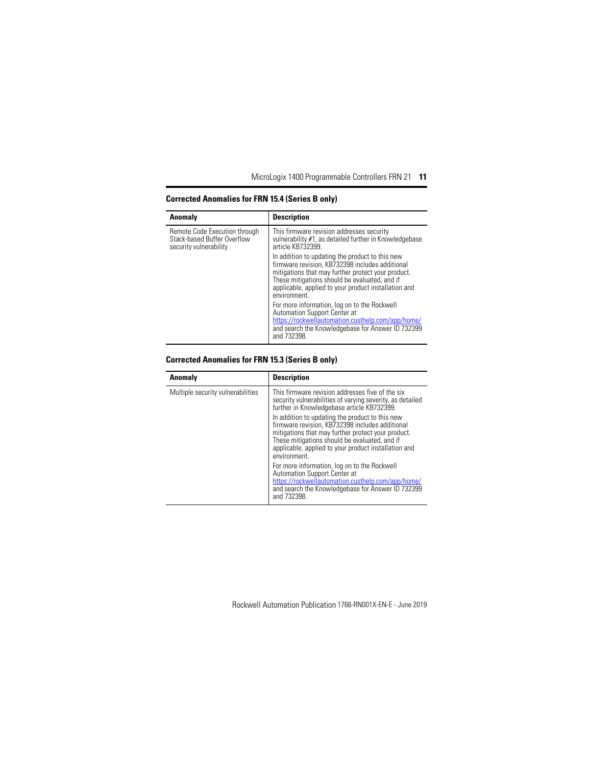## Corrected Anomalies for FRN 15.4 (Series B only)

| Anomaly | Description |
| --- | --- |
| Remote Code Execution through Stack-based Buffer Overflow security vulnerability | This firmware revision addresses security vulnerability #1, as detailed further in Knowledgebase article KB732399.<br><br>In addition to updating the product to this new firmware revision, KB732398 includes additional mitigations that may further protect your product. These mitigations should be evaluated, and if applicable, applied to your product installation and environment.<br><br>For more information, log on to the Rockwell Automation Support Center at [https://rockwellautomation.custhelp.com/app/home/](https://rockwellautomation.custhelp.com/app/home/) and search the Knowledgebase for Answer ID 732399 and 732398. |

## Corrected Anomalies for FRN 15.3 (Series B only)

| Anomaly | Description |
| --- | --- |
| Multiple security vulnerabilities | This firmware revision addresses five of the six security vulnerabilities of varying severity, as detailed further in Knowledgebase article KB732399.<br><br>In addition to updating the product to this new firmware revision, KB732398 includes additional mitigations that may further protect your product. These mitigations should be evaluated, and if applicable, applied to your product installation and environment.<br><br>For more information, log on to the Rockwell Automation Support Center at [https://rockwellautomation.custhelp.com/app/home/](https://rockwellautomation.custhelp.com/app/home/) and search the Knowledgebase for Answer ID 732399 and 732398. |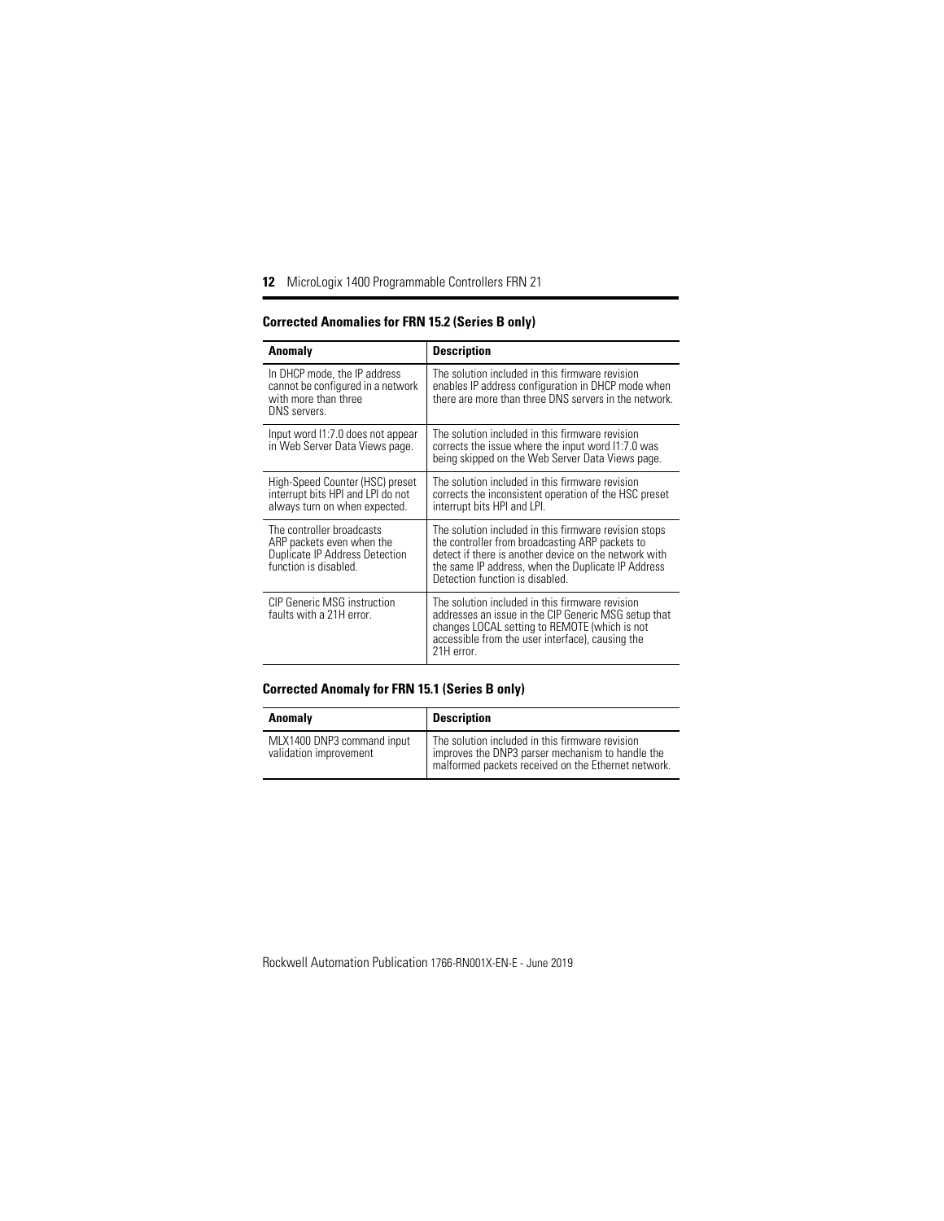## Corrected Anomalies for FRN 15.2 (Series B only)

| Anomaly | Description |
|---|---|
| In DHCP mode, the IP address cannot be configured in a network with more than three DNS servers. | The solution included in this firmware revision enables IP address configuration in DHCP mode when there are more than three DNS servers in the network. |
| Input word I1:7.0 does not appear in Web Server Data Views page. | The solution included in this firmware revision corrects the issue where the input word I1:7.0 was being skipped on the Web Server Data Views page. |
| High-Speed Counter (HSC) preset interrupt bits HPI and LPI do not always turn on when expected. | The solution included in this firmware revision corrects the inconsistent operation of the HSC preset interrupt bits HPI and LPI. |
| The controller broadcasts ARP packets even when the Duplicate IP Address Detection function is disabled. | The solution included in this firmware revision stops the controller from broadcasting ARP packets to detect if there is another device on the network with the same IP address, when the Duplicate IP Address Detection function is disabled. |
| CIP Generic MSG instruction faults with a 21H error. | The solution included in this firmware revision addresses an issue in the CIP Generic MSG setup that changes LOCAL setting to REMOTE (which is not accessible from the user interface), causing the 21H error. |

## Corrected Anomaly for FRN 15.1 (Series B only)

| Anomaly | Description |
|---|---|
| MLX1400 DNP3 command input validation improvement | The solution included in this firmware revision improves the DNP3 parser mechanism to handle the malformed packets received on the Ethernet network. |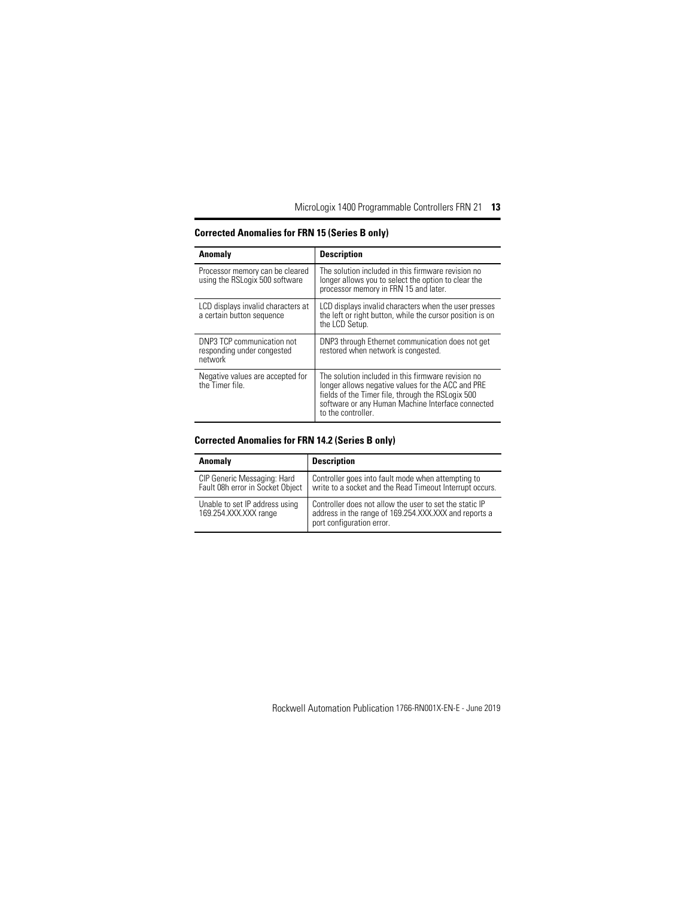## Corrected Anomalies for FRN 15 (Series B only)

| Anomaly | Description |
| --- | --- |
| Processor memory can be cleared using the RSLogix 500 software | The solution included in this firmware revision no longer allows you to select the option to clear the processor memory in FRN 15 and later. |
| LCD displays invalid characters at a certain button sequence | LCD displays invalid characters when the user presses the left or right button, while the cursor position is on the LCD Setup. |
| DNP3 TCP communication not responding under congested network | DNP3 through Ethernet communication does not get restored when network is congested. |
| Negative values are accepted for the Timer file. | The solution included in this firmware revision no longer allows negative values for the ACC and PRE fields of the Timer file, through the RSLogix 500 software or any Human Machine Interface connected to the controller. |

## Corrected Anomalies for FRN 14.2 (Series B only)

| Anomaly | Description |
| --- | --- |
| CIP Generic Messaging: Hard Fault 08h error in Socket Object | Controller goes into fault mode when attempting to write to a socket and the Read Timeout Interrupt occurs. |
| Unable to set IP address using 169.254.XXX.XXX range | Controller does not allow the user to set the static IP address in the range of 169.254.XXX.XXX and reports a port configuration error. |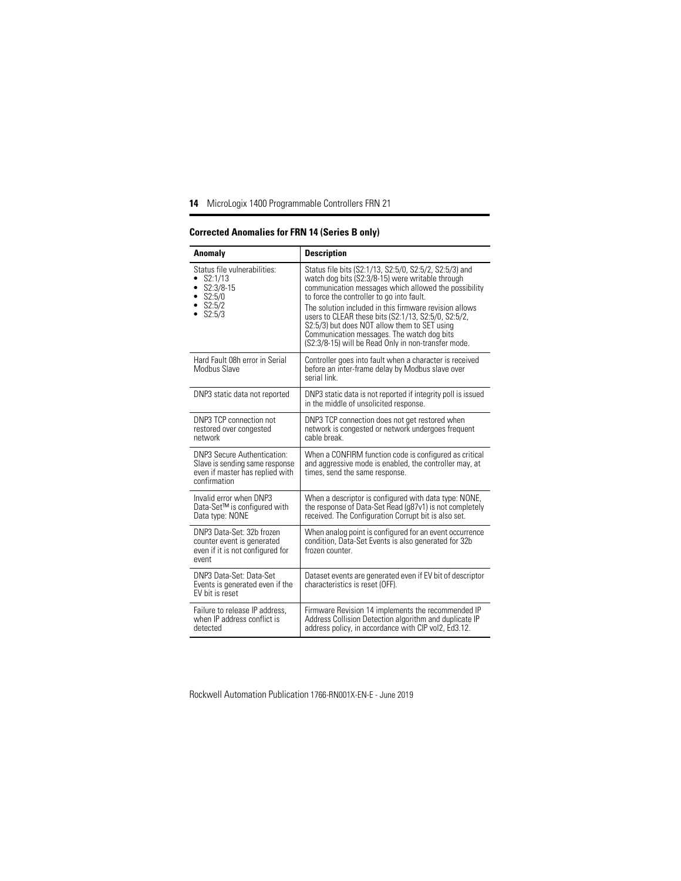## Corrected Anomalies for FRN 14 (Series B only)

| Anomaly | Description |
|---|---|
| Status file vulnerabilities:<br>• S2:1/13<br>• S2:3/8-15<br>• S2:5/0<br>• S2:5/2<br>• S2:5/3 | Status file bits (S2:1/13, S2:5/0, S2:5/2, S2:5/3) and watch dog bits (S2:3/8-15) were writable through communication messages which allowed the possibility to force the controller to go into fault.<br>The solution included in this firmware revision allows users to CLEAR these bits (S2:1/13, S2:5/0, S2:5/2, S2:5/3) but does NOT allow them to SET using Communication messages. The watch dog bits (S2:3/8-15) will be Read Only in non-transfer mode. |
| Hard Fault 08h error in Serial Modbus Slave | Controller goes into fault when a character is received before an inter-frame delay by Modbus slave over serial link. |
| DNP3 static data not reported | DNP3 static data is not reported if integrity poll is issued in the middle of unsolicited response. |
| DNP3 TCP connection not restored over congested network | DNP3 TCP connection does not get restored when network is congested or network undergoes frequent cable break. |
| DNP3 Secure Authentication: Slave is sending same response even if master has replied with confirmation | When a CONFIRM function code is configured as critical and aggressive mode is enabled, the controller may, at times, send the same response. |
| Invalid error when DNP3 Data-Set™ is configured with Data type: NONE | When a descriptor is configured with data type: NONE, the response of Data-Set Read (g87v1) is not completely received. The Configuration Corrupt bit is also set. |
| DNP3 Data-Set: 32b frozen counter event is generated even if it is not configured for event | When analog point is configured for an event occurrence condition, Data-Set Events is also generated for 32b frozen counter. |
| DNP3 Data-Set: Data-Set Events is generated even if the EV bit is reset | Dataset events are generated even if EV bit of descriptor characteristics is reset (OFF). |
| Failure to release IP address, when IP address conflict is detected | Firmware Revision 14 implements the recommended IP Address Collision Detection algorithm and duplicate IP address policy, in accordance with CIP vol2, Ed3.12. |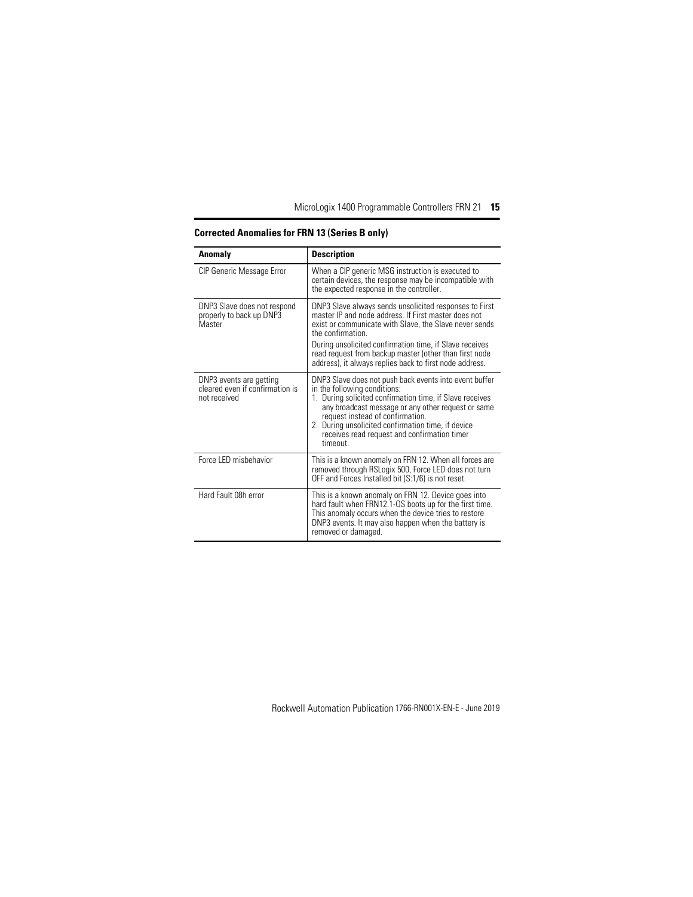## Corrected Anomalies for FRN 13 (Series B only)

| Anomaly | Description |
| --- | --- |
| CIP Generic Message Error | When a CIP generic MSG instruction is executed to certain devices, the response may be incompatible with the expected response in the controller. |
| DNP3 Slave does not respond properly to back up DNP3 Master | DNP3 Slave always sends unsolicited responses to First master IP and node address. If First master does not exist or communicate with Slave, the Slave never sends the confirmation.<br>During unsolicited confirmation time, if Slave receives read request from backup master (other than first node address), it always replies back to first node address. |
| DNP3 events are getting cleared even if confirmation is not received | DNP3 Slave does not push back events into event buffer in the following conditions:<br>1. During solicited confirmation time, if Slave receives any broadcast message or any other request or same request instead of confirmation.<br>2. During unsolicited confirmation time, if device receives read request and confirmation timer timeout. |
| Force LED misbehavior | This is a known anomaly on FRN 12. When all forces are removed through RSLogix 500, Force LED does not turn OFF and Forces Installed bit (S:1/6) is not reset. |
| Hard Fault 08h error | This is a known anomaly on FRN 12. Device goes into hard fault when FRN12.1-OS boots up for the first time. This anomaly occurs when the device tries to restore DNP3 events. It may also happen when the battery is removed or damaged. |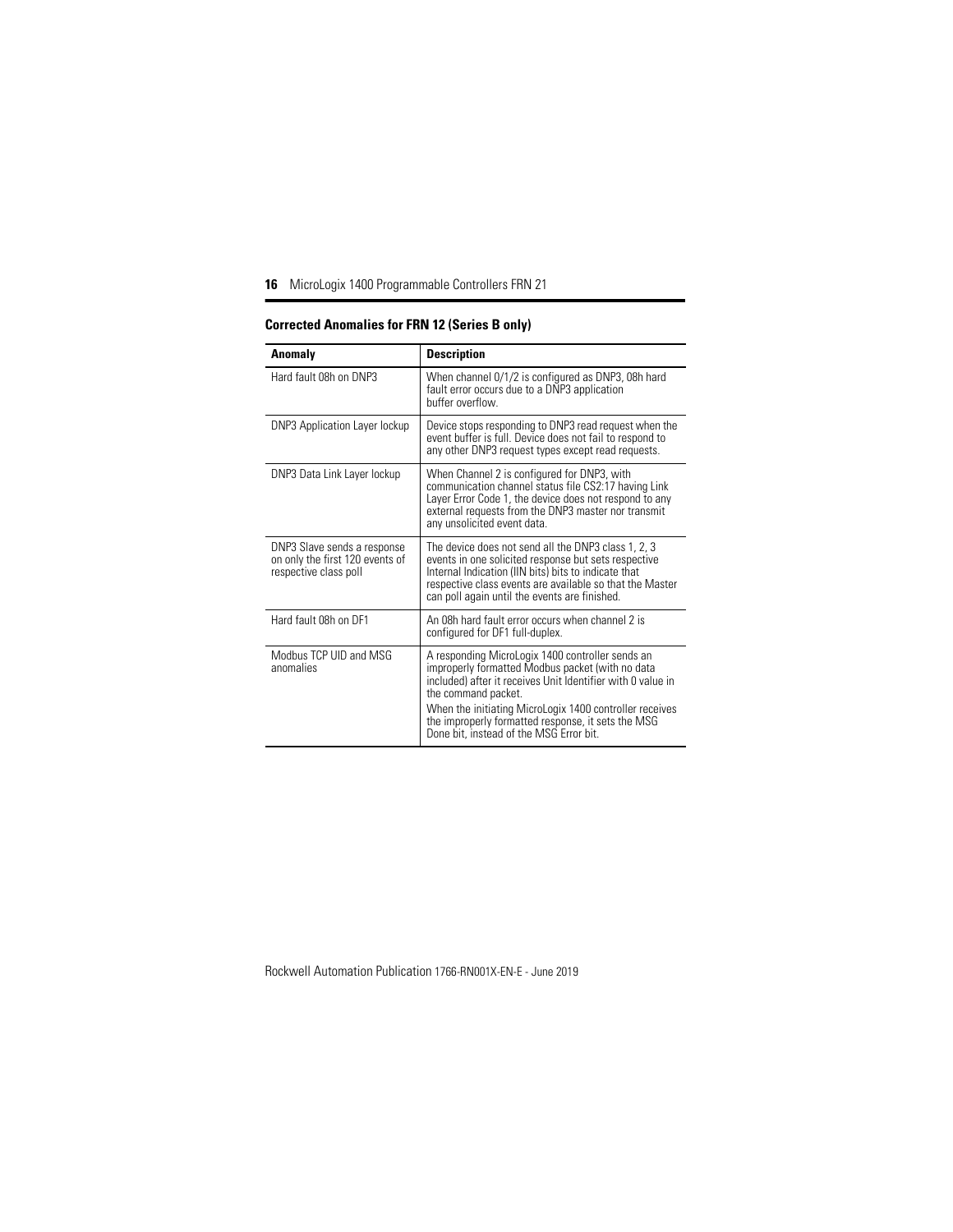## Corrected Anomalies for FRN 12 (Series B only)

| Anomaly | Description |
| --- | --- |
| Hard fault 08h on DNP3 | When channel 0/1/2 is configured as DNP3, 08h hard fault error occurs due to a DNP3 application buffer overflow. |
| DNP3 Application Layer lockup | Device stops responding to DNP3 read request when the event buffer is full. Device does not fail to respond to any other DNP3 request types except read requests. |
| DNP3 Data Link Layer lockup | When Channel 2 is configured for DNP3, with communication channel status file CS2:17 having Link Layer Error Code 1, the device does not respond to any external requests from the DNP3 master nor transmit any unsolicited event data. |
| DNP3 Slave sends a response on only the first 120 events of respective class poll | The device does not send all the DNP3 class 1, 2, 3 events in one solicited response but sets respective Internal Indication (IIN bits) bits to indicate that respective class events are available so that the Master can poll again until the events are finished. |
| Hard fault 08h on DF1 | An 08h hard fault error occurs when channel 2 is configured for DF1 full-duplex. |
| Modbus TCP UID and MSG anomalies | A responding MicroLogix 1400 controller sends an improperly formatted Modbus packet (with no data included) after it receives Unit Identifier with 0 value in the command packet.<br>When the initiating MicroLogix 1400 controller receives the improperly formatted response, it sets the MSG Done bit, instead of the MSG Error bit. |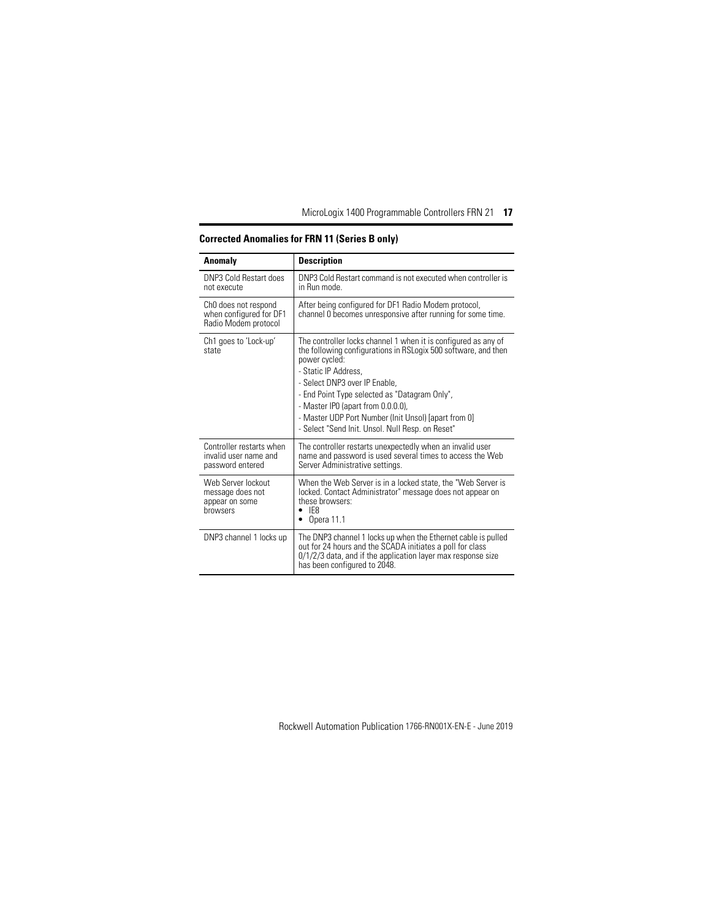## Corrected Anomalies for FRN 11 (Series B only)

| Anomaly | Description |
|---|---|
| DNP3 Cold Restart does not execute | DNP3 Cold Restart command is not executed when controller is in Run mode. |
| Ch0 does not respond when configured for DF1 Radio Modem protocol | After being configured for DF1 Radio Modem protocol, channel 0 becomes unresponsive after running for some time. |
| Ch1 goes to 'Lock-up' state | The controller locks channel 1 when it is configured as any of the following configurations in RSLogix 500 software, and then power cycled:<br>- Static IP Address,<br>- Select DNP3 over IP Enable,<br>- End Point Type selected as "Datagram Only",<br>- Master IP0 (apart from 0.0.0.0),<br>- Master UDP Port Number (Init Unsol) [apart from 0]<br>- Select "Send Init. Unsol. Null Resp. on Reset" |
| Controller restarts when invalid user name and password entered | The controller restarts unexpectedly when an invalid user name and password is used several times to access the Web Server Administrative settings. |
| Web Server lockout message does not appear on some browsers | When the Web Server is in a locked state, the "Web Server is locked. Contact Administrator" message does not appear on these browsers:<br>• IE8<br>• Opera 11.1 |
| DNP3 channel 1 locks up | The DNP3 channel 1 locks up when the Ethernet cable is pulled out for 24 hours and the SCADA initiates a poll for class 0/1/2/3 data, and if the application layer max response size has been configured to 2048. |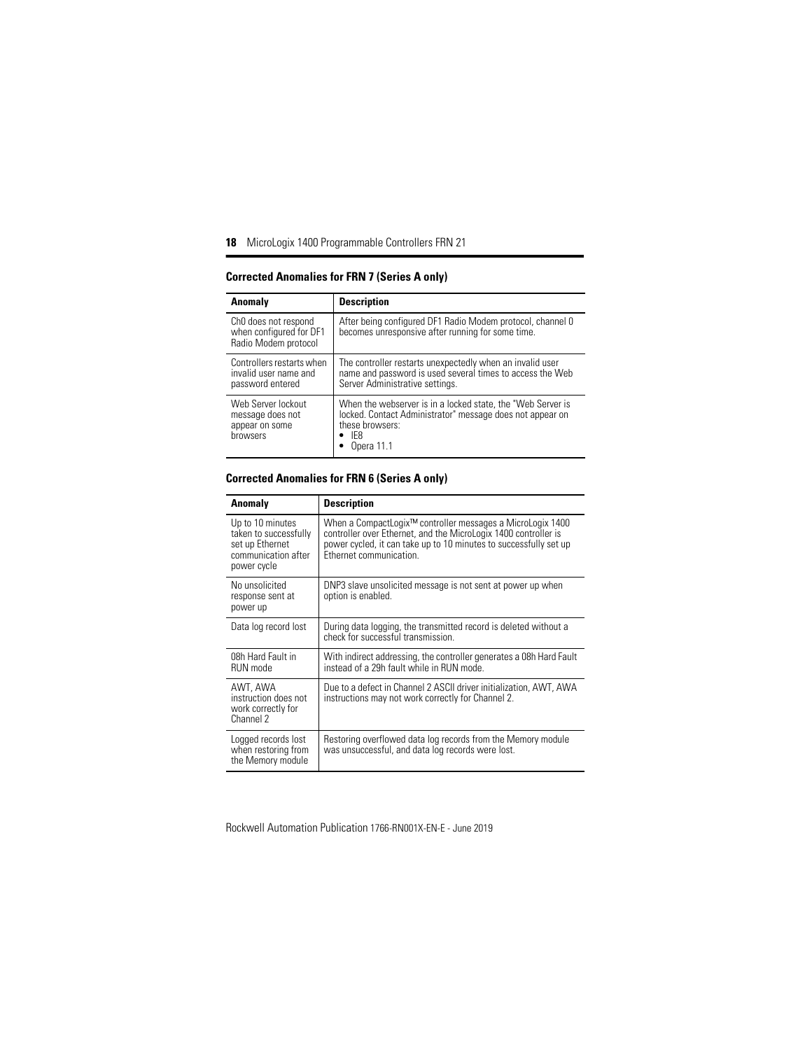## Corrected Anomalies for FRN 7 (Series A only)

| Anomaly | Description |
|---|---|
| Ch0 does not respond when configured for DF1 Radio Modem protocol | After being configured DF1 Radio Modem protocol, channel 0 becomes unresponsive after running for some time. |
| Controllers restarts when invalid user name and password entered | The controller restarts unexpectedly when an invalid user name and password is used several times to access the Web Server Administrative settings. |
| Web Server lockout message does not appear on some browsers | When the webserver is in a locked state, the "Web Server is locked. Contact Administrator" message does not appear on these browsers:<br>• IE8<br>• Opera 11.1 |

## Corrected Anomalies for FRN 6 (Series A only)

| Anomaly | Description |
|---|---|
| Up to 10 minutes taken to successfully set up Ethernet communication after power cycle | When a CompactLogix™ controller messages a MicroLogix 1400 controller over Ethernet, and the MicroLogix 1400 controller is power cycled, it can take up to 10 minutes to successfully set up Ethernet communication. |
| No unsolicited response sent at power up | DNP3 slave unsolicited message is not sent at power up when option is enabled. |
| Data log record lost | During data logging, the transmitted record is deleted without a check for successful transmission. |
| 08h Hard Fault in RUN mode | With indirect addressing, the controller generates a 08h Hard Fault instead of a 29h fault while in RUN mode. |
| AWT, AWA instruction does not work correctly for Channel 2 | Due to a defect in Channel 2 ASCII driver initialization, AWT, AWA instructions may not work correctly for Channel 2. |
| Logged records lost when restoring from the Memory module | Restoring overflowed data log records from the Memory module was unsuccessful, and data log records were lost. |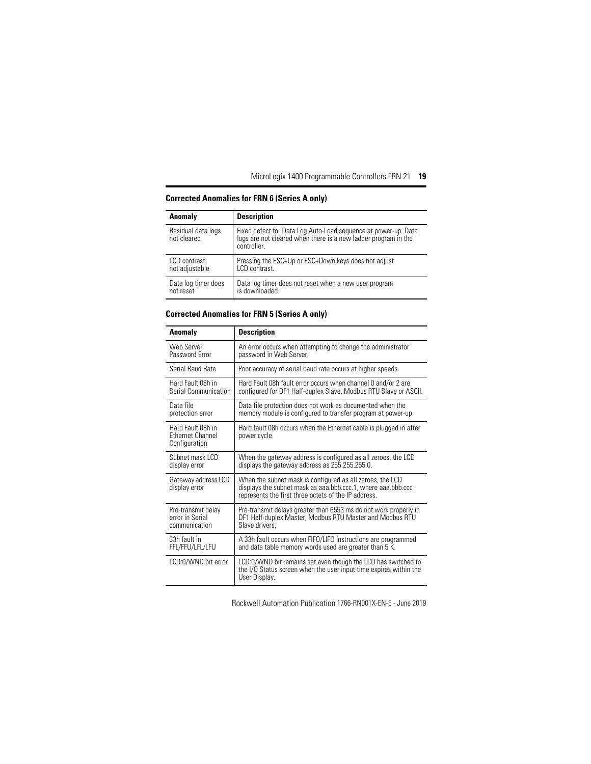## Corrected Anomalies for FRN 6 (Series A only)

| Anomaly | Description |
| --- | --- |
| Residual data logs not cleared | Fixed defect for Data Log Auto-Load sequence at power-up. Data logs are not cleared when there is a new ladder program in the controller. |
| LCD contrast not adjustable | Pressing the ESC+Up or ESC+Down keys does not adjust LCD contrast. |
| Data log timer does not reset | Data log timer does not reset when a new user program is downloaded. |

## Corrected Anomalies for FRN 5 (Series A only)

| Anomaly | Description |
| --- | --- |
| Web Server Password Error | An error occurs when attempting to change the administrator password in Web Server. |
| Serial Baud Rate | Poor accuracy of serial baud rate occurs at higher speeds. |
| Hard Fault 08h in Serial Communication | Hard Fault 08h fault error occurs when channel 0 and/or 2 are configured for DF1 Half-duplex Slave, Modbus RTU Slave or ASCII. |
| Data file protection error | Data file protection does not work as documented when the memory module is configured to transfer program at power-up. |
| Hard Fault 08h in Ethernet Channel Configuration | Hard fault 08h occurs when the Ethernet cable is plugged in after power cycle. |
| Subnet mask LCD display error | When the gateway address is configured as all zeroes, the LCD displays the gateway address as 255.255.255.0. |
| Gateway address LCD display error | When the subnet mask is configured as all zeroes, the LCD displays the subnet mask as aaa.bbb.ccc.1, where aaa.bbb.ccc represents the first three octets of the IP address. |
| Pre-transmit delay error in Serial communication | Pre-transmit delays greater than 6553 ms do not work properly in DF1 Half-duplex Master, Modbus RTU Master and Modbus RTU Slave drivers. |
| 33h fault in FFL/FFU/LFL/LFU | A 33h fault occurs when FIFO/LIFO instructions are programmed and data table memory words used are greater than 5 K. |
| LCD:0/WND bit error | LCD:0/WND bit remains set even though the LCD has switched to the I/O Status screen when the user input time expires within the User Display. |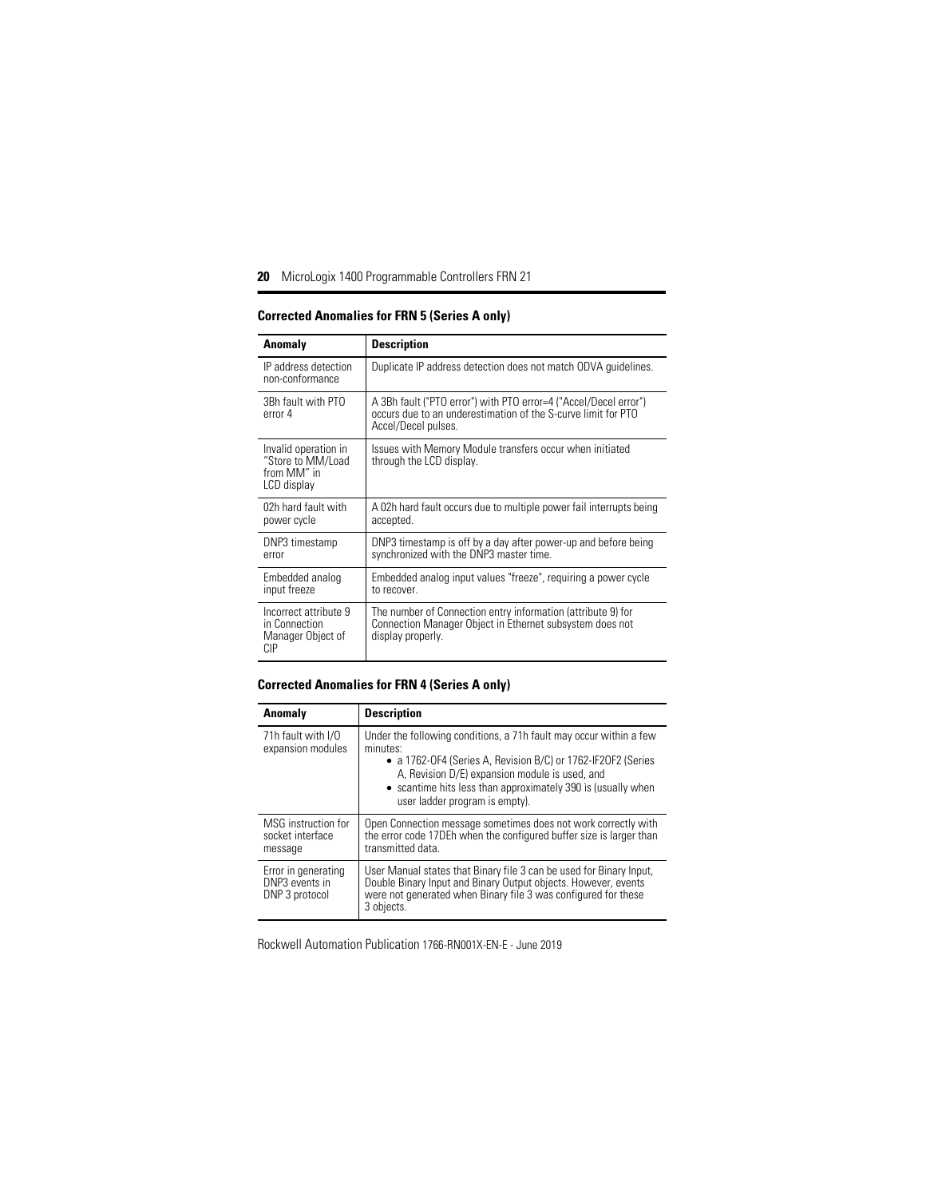## Corrected Anomalies for FRN 5 (Series A only)

| Anomaly | Description |
| --- | --- |
| IP address detection non-conformance | Duplicate IP address detection does not match ODVA guidelines. |
| 3Bh fault with PTO error 4 | A 3Bh fault ("PTO error") with PTO error=4 ("Accel/Decel error") occurs due to an underestimation of the S-curve limit for PTO Accel/Decel pulses. |
| Invalid operation in "Store to MM/Load from MM" in LCD display | Issues with Memory Module transfers occur when initiated through the LCD display. |
| 02h hard fault with power cycle | A 02h hard fault occurs due to multiple power fail interrupts being accepted. |
| DNP3 timestamp error | DNP3 timestamp is off by a day after power-up and before being synchronized with the DNP3 master time. |
| Embedded analog input freeze | Embedded analog input values "freeze", requiring a power cycle to recover. |
| Incorrect attribute 9 in Connection Manager Object of CIP | The number of Connection entry information (attribute 9) for Connection Manager Object in Ethernet subsystem does not display properly. |

## Corrected Anomalies for FRN 4 (Series A only)

| Anomaly | Description |
| --- | --- |
| 71h fault with I/O expansion modules | Under the following conditions, a 71h fault may occur within a few minutes:<br>• a 1762-OF4 (Series A, Revision B/C) or 1762-IF2OF2 (Series A, Revision D/E) expansion module is used, and<br>• scantime hits less than approximately 390 ìs (usually when user ladder program is empty). |
| MSG instruction for socket interface message | Open Connection message sometimes does not work correctly with the error code 17DEh when the configured buffer size is larger than transmitted data. |
| Error in generating DNP3 events in DNP 3 protocol | User Manual states that Binary file 3 can be used for Binary Input, Double Binary Input and Binary Output objects. However, events were not generated when Binary file 3 was configured for these 3 objects. |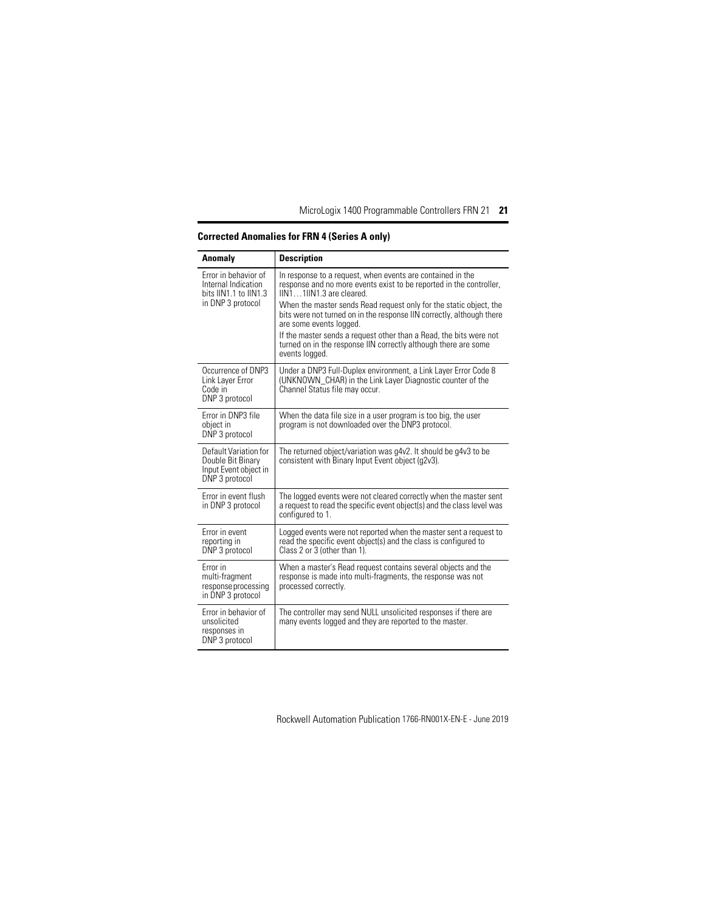## Corrected Anomalies for FRN 4 (Series A only)

| Anomaly | Description |
|---|---|
| Error in behavior of Internal Indication bits IIN1.1 to IIN1.3 in DNP 3 protocol | In response to a request, when events are contained in the response and no more events exist to be reported in the controller, IIN1…1IIN1.3 are cleared.<br>When the master sends Read request only for the static object, the bits were not turned on in the response IIN correctly, although there are some events logged.<br>If the master sends a request other than a Read, the bits were not turned on in the response IIN correctly although there are some events logged. |
| Occurrence of DNP3 Link Layer Error Code in DNP 3 protocol | Under a DNP3 Full-Duplex environment, a Link Layer Error Code 8 (UNKNOWN_CHAR) in the Link Layer Diagnostic counter of the Channel Status file may occur. |
| Error in DNP3 file object in DNP 3 protocol | When the data file size in a user program is too big, the user program is not downloaded over the DNP3 protocol. |
| Default Variation for Double Bit Binary Input Event object in DNP 3 protocol | The returned object/variation was g4v2. It should be g4v3 to be consistent with Binary Input Event object (g2v3). |
| Error in event flush in DNP 3 protocol | The logged events were not cleared correctly when the master sent a request to read the specific event object(s) and the class level was configured to 1. |
| Error in event reporting in DNP 3 protocol | Logged events were not reported when the master sent a request to read the specific event object(s) and the class is configured to Class 2 or 3 (other than 1). |
| Error in multi-fragment response processing in DNP 3 protocol | When a master's Read request contains several objects and the response is made into multi-fragments, the response was not processed correctly. |
| Error in behavior of unsolicited responses in DNP 3 protocol | The controller may send NULL unsolicited responses if there are many events logged and they are reported to the master. |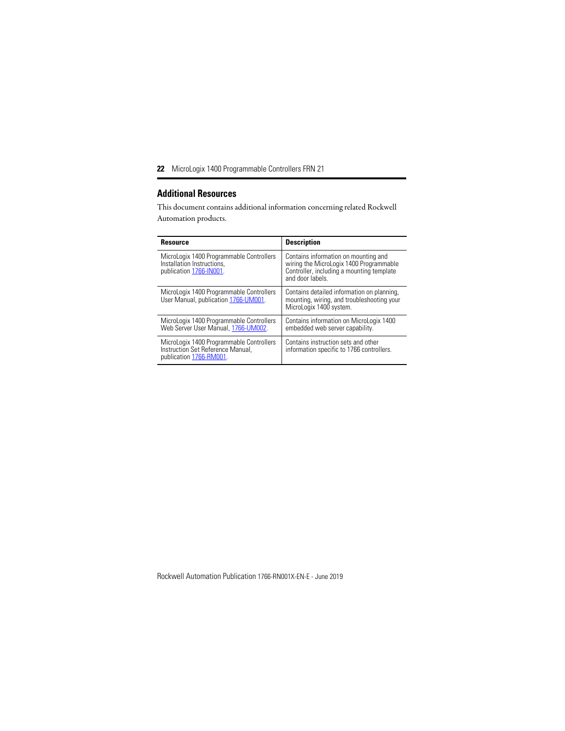## Additional Resources

This document contains additional information concerning related Rockwell Automation products.

| Resource | Description |
| --- | --- |
| MicroLogix 1400 Programmable Controllers Installation Instructions, publication 1766-IN001. | Contains information on mounting and wiring the MicroLogix 1400 Programmable Controller, including a mounting template and door labels. |
| MicroLogix 1400 Programmable Controllers User Manual, publication 1766-UM001. | Contains detailed information on planning, mounting, wiring, and troubleshooting your MicroLogix 1400 system. |
| MicroLogix 1400 Programmable Controllers Web Server User Manual, 1766-UM002. | Contains information on MicroLogix 1400 embedded web server capability. |
| MicroLogix 1400 Programmable Controllers Instruction Set Reference Manual, publication 1766-RM001. | Contains instruction sets and other information specific to 1766 controllers. |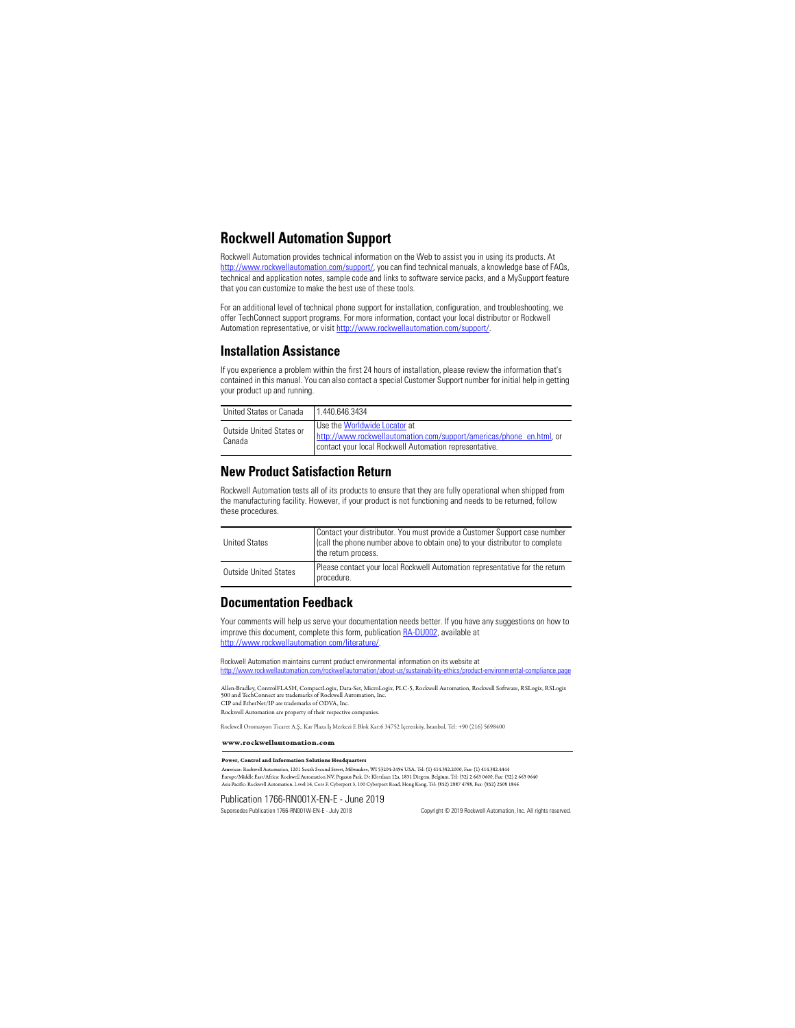## Rockwell Automation Support

Rockwell Automation provides technical information on the Web to assist you in using its products. At http://www.rockwellautomation.com/support/, you can find technical manuals, a knowledge base of FAQs, technical and application notes, sample code and links to software service packs, and a MySupport feature that you can customize to make the best use of these tools.

For an additional level of technical phone support for installation, configuration, and troubleshooting, we offer TechConnect support programs. For more information, contact your local distributor or Rockwell Automation representative, or visit http://www.rockwellautomation.com/support/.

## Installation Assistance

If you experience a problem within the first 24 hours of installation, please review the information that's contained in this manual. You can also contact a special Customer Support number for initial help in getting your product up and running.

| | |
|---|---|
| United States or Canada | 1.440.646.3434 |
| Outside United States or Canada | Use the Worldwide Locator at http://www.rockwellautomation.com/support/americas/phone_en.html, or contact your local Rockwell Automation representative. |

## New Product Satisfaction Return

Rockwell Automation tests all of its products to ensure that they are fully operational when shipped from the manufacturing facility. However, if your product is not functioning and needs to be returned, follow these procedures.

| | |
|---|---|
| United States | Contact your distributor. You must provide a Customer Support case number (call the phone number above to obtain one) to your distributor to complete the return process. |
| Outside United States | Please contact your local Rockwell Automation representative for the return procedure. |

## Documentation Feedback

Your comments will help us serve your documentation needs better. If you have any suggestions on how to improve this document, complete this form, publication RA-DU002, available at http://www.rockwellautomation.com/literature/.

Rockwell Automation maintains current product environmental information on its website at http://www.rockwellautomation.com/rockwellautomation/about-us/sustainability-ethics/product-environmental-compliance.page

Allen-Bradley, ControlFLASH, CompactLogix, Data-Set, MicroLogix, PLC-5, Rockwell Automation, Rockwell Software, RSLogix, RSLogix 500 and TechConnect are trademarks of Rockwell Automation, Inc.
CIP and EtherNet/IP are trademarks of ODVA, Inc.
Rockwell Automation are property of their respective companies.

Rockwell Otomasyon Ticaret A.Ş., Kar Plaza İş Merkezi E Blok Kat:6 34752 İçerenköy, İstanbul, Tel: +90 (216) 5698400

www.rockwellautomation.com

**Power, Control and Information Solutions Headquarters**

Americas: Rockwell Automation, 1201 South Second Street, Milwaukee, WI 53204-2496 USA, Tel: (1) 414.382.2000, Fax: (1) 414.382.4444
Europe/Middle East/Africa: Rockwell Automation NV, Pegasus Park, De Kleetlaan 12a, 1831 Diegem, Belgium, Tel: (32) 2 663 0600, Fax: (32) 2 663 0640
Asia Pacific: Rockwell Automation, Level 14, Core F, Cyberport 3, 100 Cyberport Road, Hong Kong, Tel: (852) 2887 4788, Fax: (852) 2508 1846

Publication 1766-RN001X-EN-E - June 2019
Supersedes Publication 1766-RN001W-EN-E - July 2018

Copyright © 2019 Rockwell Automation, Inc. All rights reserved.